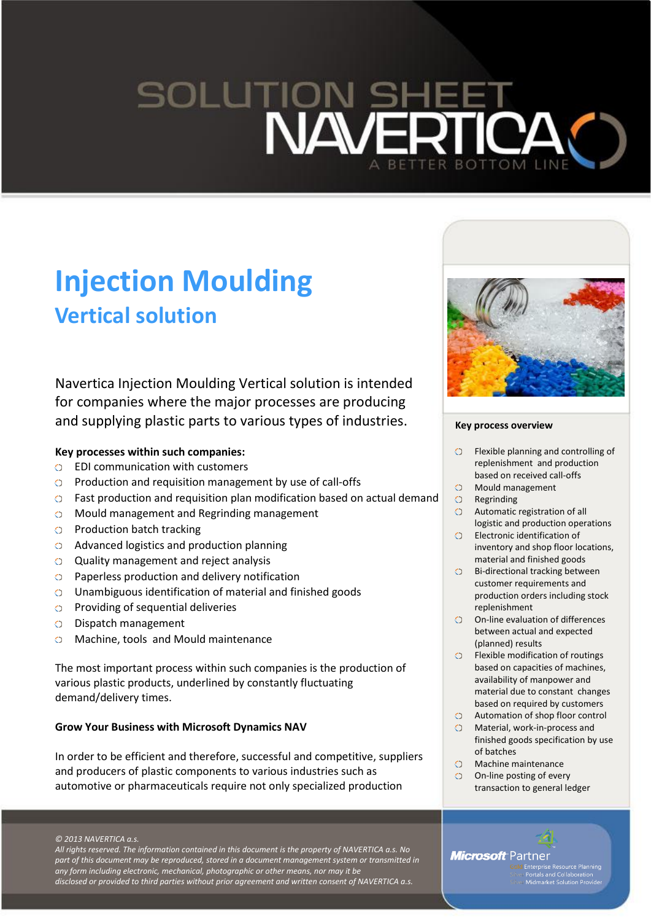SOLUTION SHEET

NAVERTICA

A BETTER BOTTOM LINE

# Injection Moulding

## Vertical solution

Navertica Injection Moulding Vertical solution is intended for companies where the major processes are producing and supplying plastic parts to various types of industries.

**Key processes within such companies:**

- EDI communication with customers
- Production and requisition management by use of call-offs
- Fast production and requisition plan modification based on actual demand
- Mould management and Regrinding management
- Production batch tracking
- Advanced logistics and production planning
- Quality management and reject analysis
- Paperless production and delivery notification
- Unambiguous identification of material and finished goods
- Providing of sequential deliveries
- Dispatch management
- Machine, tools and Mould maintenance

The most important process within such companies is the production of various plastic products, underlined by constantly fluctuating demand/delivery times.

**Grow Your Business with Microsoft Dynamics NAV**

In order to be efficient and therefore, successful and competitive, suppliers and producers of plastic components to various industries such as automotive or pharmaceuticals require not only specialized production

**Key process overview**

- Flexible planning and controlling of replenishment and production based on received call-offs
- Mould management
- Regrinding
- Automatic registration of all logistic and production operations
- Electronic identification of inventory and shop floor locations, material and finished goods
- Bi-directional tracking between customer requirements and production orders including stock replenishment
- On-line evaluation of differences between actual and expected (planned) results
- Flexible modification of routings based on capacities of machines, availability of manpower and material due to constant changes based on required by customers
- Automation of shop floor control
- Material, work-in-process and finished goods specification by use of batches
- Machine maintenance
- On-line posting of every transaction to general ledger

*© 2013 NAVERTICA a.s.*
*All rights reserved. The information contained in this document is the property of NAVERTICA a.s. No part of this document may be reproduced, stored in a document management system or transmitted in any form including electronic, mechanical, photographic or other means, nor may it be disclosed or provided to third parties without prior agreement and written consent of NAVERTICA a.s.*

Microsoft Partner
Gold Enterprise Resource Planning
Silver Portals and Collaboration
Silver Midmarket Solution Provider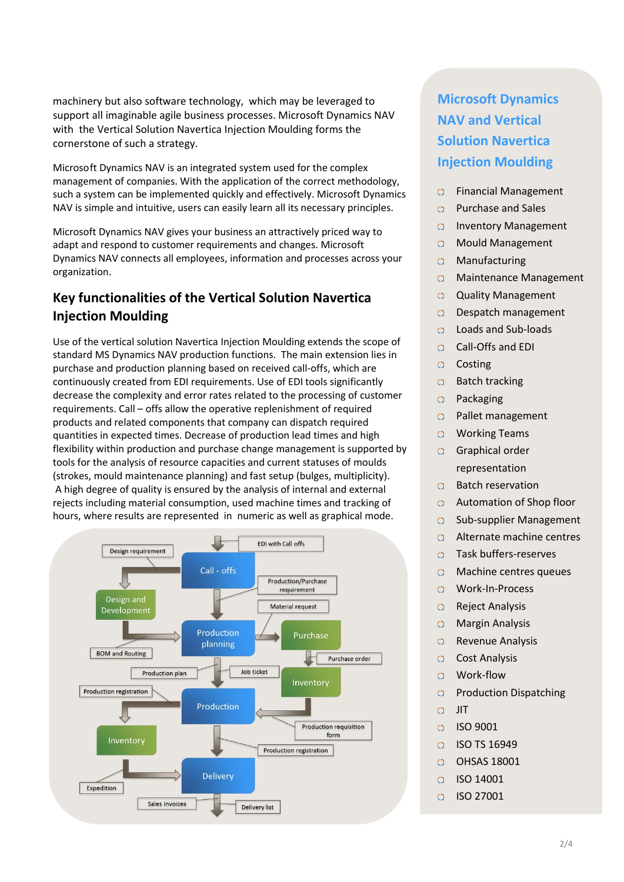machinery but also software technology, which may be leveraged to support all imaginable agile business processes. Microsoft Dynamics NAV with the Vertical Solution Navertica Injection Moulding forms the cornerstone of such a strategy.

Microsoft Dynamics NAV is an integrated system used for the complex management of companies. With the application of the correct methodology, such a system can be implemented quickly and effectively. Microsoft Dynamics NAV is simple and intuitive, users can easily learn all its necessary principles.

Microsoft Dynamics NAV gives your business an attractively priced way to adapt and respond to customer requirements and changes. Microsoft Dynamics NAV connects all employees, information and processes across your organization.

## Key functionalities of the Vertical Solution Navertica Injection Moulding

Use of the vertical solution Navertica Injection Moulding extends the scope of standard MS Dynamics NAV production functions. The main extension lies in purchase and production planning based on received call-offs, which are continuously created from EDI requirements. Use of EDI tools significantly decrease the complexity and error rates related to the processing of customer requirements. Call – offs allow the operative replenishment of required products and related components that company can dispatch required quantities in expected times. Decrease of production lead times and high flexibility within production and purchase change management is supported by tools for the analysis of resource capacities and current statuses of moulds (strokes, mould maintenance planning) and fast setup (bulges, multiplicity). A high degree of quality is ensured by the analysis of internal and external rejects including material consumption, used machine times and tracking of hours, where results are represented in numeric as well as graphical mode.

EDI with Call offs

Design requirement

Call - offs

Production/Purchase requirement

Design and Development

Material request

Production planning

Purchase

BOM and Routing

Purchase order

Production plan

Job ticket

Inventory

Production registration

Production

Production requisition form

Inventory

Production registration

Delivery

Expedition

Sales invoices

Delivery list

## Microsoft Dynamics NAV and Vertical Solution Navertica Injection Moulding

- Financial Management
- Purchase and Sales
- Inventory Management
- Mould Management
- Manufacturing
- Maintenance Management
- Quality Management
- Despatch management
- Loads and Sub-loads
- Call-Offs and EDI
- Costing
- Batch tracking
- Packaging
- Pallet management
- Working Teams
- Graphical order representation
- Batch reservation
- Automation of Shop floor
- Sub-supplier Management
- Alternate machine centres
- Task buffers-reserves
- Machine centres queues
- Work-In-Process
- Reject Analysis
- Margin Analysis
- Revenue Analysis
- Cost Analysis
- Work-flow
- Production Dispatching
- JIT
- ISO 9001
- ISO TS 16949
- OHSAS 18001
- ISO 14001
- ISO 27001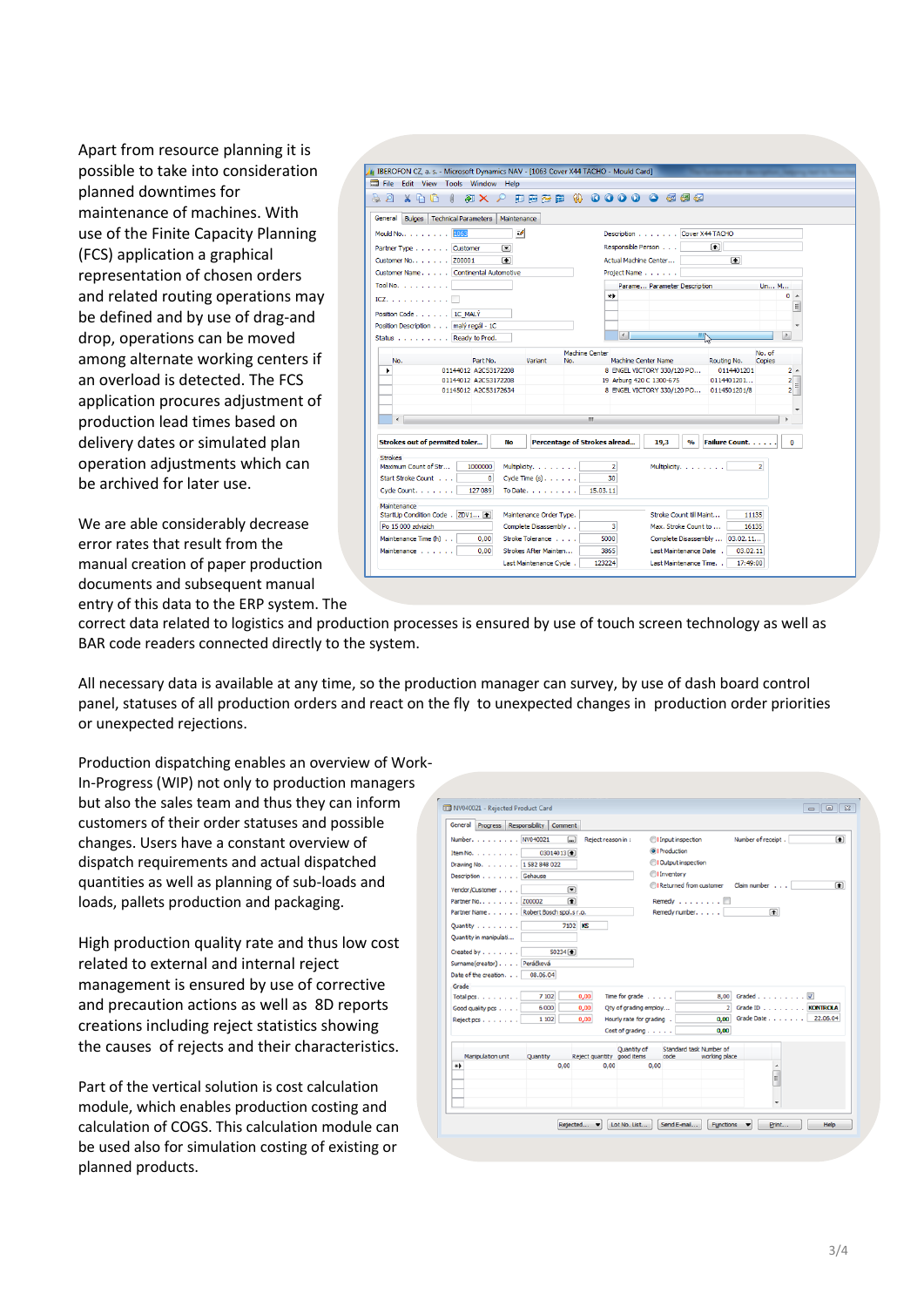Apart from resource planning it is possible to take into consideration planned downtimes for maintenance of machines. With use of the Finite Capacity Planning (FCS) application a graphical representation of chosen orders and related routing operations may be defined and by use of drag-and drop, operations can be moved among alternate working centers if an overload is detected. The FCS application procures adjustment of production lead times based on delivery dates or simulated plan operation adjustments which can be archived for later use.

We are able considerably decrease error rates that result from the manual creation of paper production documents and subsequent manual entry of this data to the ERP system. The correct data related to logistics and production processes is ensured by use of touch screen technology as well as BAR code readers connected directly to the system.

All necessary data is available at any time, so the production manager can survey, by use of dash board control panel, statuses of all production orders and react on the fly to unexpected changes in production order priorities or unexpected rejections.

Production dispatching enables an overview of Work-In-Progress (WIP) not only to production managers but also the sales team and thus they can inform customers of their order statuses and possible changes. Users have a constant overview of dispatch requirements and actual dispatched quantities as well as planning of sub-loads and loads, pallets production and packaging.

High production quality rate and thus low cost related to external and internal reject management is ensured by use of corrective and precaution actions as well as 8D reports creations including reject statistics showing the causes of rejects and their characteristics.

Part of the vertical solution is cost calculation module, which enables production costing and calculation of COGS. This calculation module can be used also for simulation costing of existing or planned products.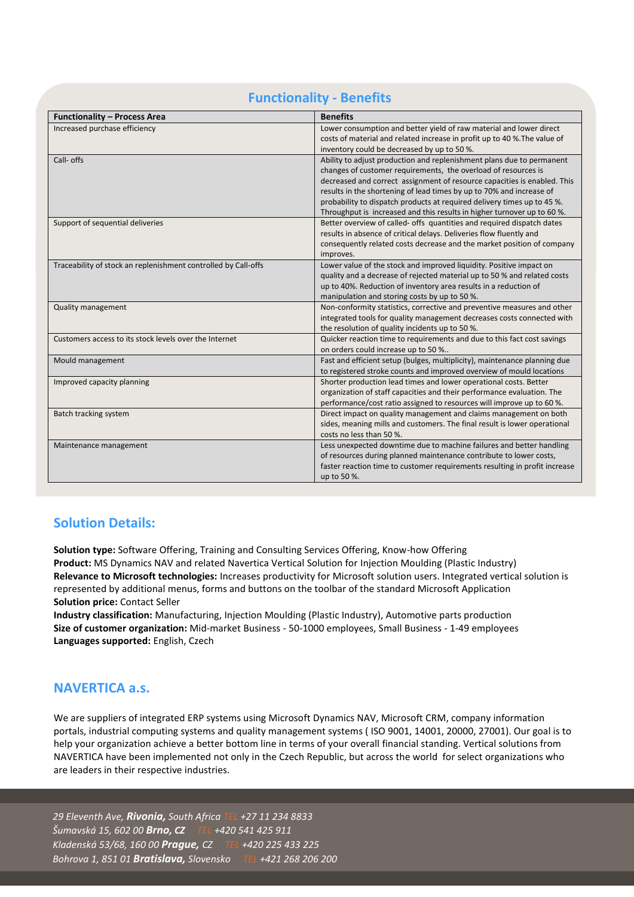## Functionality - Benefits

| Functionality – Process Area | Benefits |
|---|---|
| Increased purchase efficiency | Lower consumption and better yield of raw material and lower direct costs of material and related increase in profit up to 40 %.The value of inventory could be decreased by up to 50 %. |
| Call- offs | Ability to adjust production and replenishment plans due to permanent changes of customer requirements, the overload of resources is decreased and correct assignment of resource capacities is enabled. This results in the shortening of lead times by up to 70% and increase of probability to dispatch products at required delivery times up to 45 %. Throughput is increased and this results in higher turnover up to 60 %. |
| Support of sequential deliveries | Better overview of called- offs quantities and required dispatch dates results in absence of critical delays. Deliveries flow fluently and consequently related costs decrease and the market position of company improves. |
| Traceability of stock an replenishment controlled by Call-offs | Lower value of the stock and improved liquidity. Positive impact on quality and a decrease of rejected material up to 50 % and related costs up to 40%. Reduction of inventory area results in a reduction of manipulation and storing costs by up to 50 %. |
| Quality management | Non-conformity statistics, corrective and preventive measures and other integrated tools for quality management decreases costs connected with the resolution of quality incidents up to 50 %. |
| Customers access to its stock levels over the Internet | Quicker reaction time to requirements and due to this fact cost savings on orders could increase up to 50 %.. |
| Mould management | Fast and efficient setup (bulges, multiplicity), maintenance planning due to registered stroke counts and improved overview of mould locations |
| Improved capacity planning | Shorter production lead times and lower operational costs. Better organization of staff capacities and their performance evaluation. The performance/cost ratio assigned to resources will improve up to 60 %. |
| Batch tracking system | Direct impact on quality management and claims management on both sides, meaning mills and customers. The final result is lower operational costs no less than 50 %. |
| Maintenance management | Less unexpected downtime due to machine failures and better handling of resources during planned maintenance contribute to lower costs, faster reaction time to customer requirements resulting in profit increase up to 50 %. |

## Solution Details:

**Solution type:** Software Offering, Training and Consulting Services Offering, Know-how Offering
**Product:** MS Dynamics NAV and related Navertica Vertical Solution for Injection Moulding (Plastic Industry)
**Relevance to Microsoft technologies:** Increases productivity for Microsoft solution users. Integrated vertical solution is represented by additional menus, forms and buttons on the toolbar of the standard Microsoft Application
**Solution price:** Contact Seller
**Industry classification:** Manufacturing, Injection Moulding (Plastic Industry), Automotive parts production
**Size of customer organization:** Mid-market Business - 50-1000 employees, Small Business - 1-49 employees
**Languages supported:** English, Czech

## NAVERTICA a.s.

We are suppliers of integrated ERP systems using Microsoft Dynamics NAV, Microsoft CRM, company information portals, industrial computing systems and quality management systems ( ISO 9001, 14001, 20000, 27001). Our goal is to help your organization achieve a better bottom line in terms of your overall financial standing. Vertical solutions from NAVERTICA have been implemented not only in the Czech Republic, but across the world for select organizations who are leaders in their respective industries.

*29 Eleventh Ave, **Rivonia,** South Africa TEL +27 11 234 8833*
*Šumavská 15, 602 00 **Brno, CZ** TEL +420 541 425 911*
*Kladenská 53/68, 160 00 **Prague,** CZ TEL +420 225 433 225*
*Bohrova 1, 851 01 **Bratislava,** Slovensko TEL +421 268 206 200*